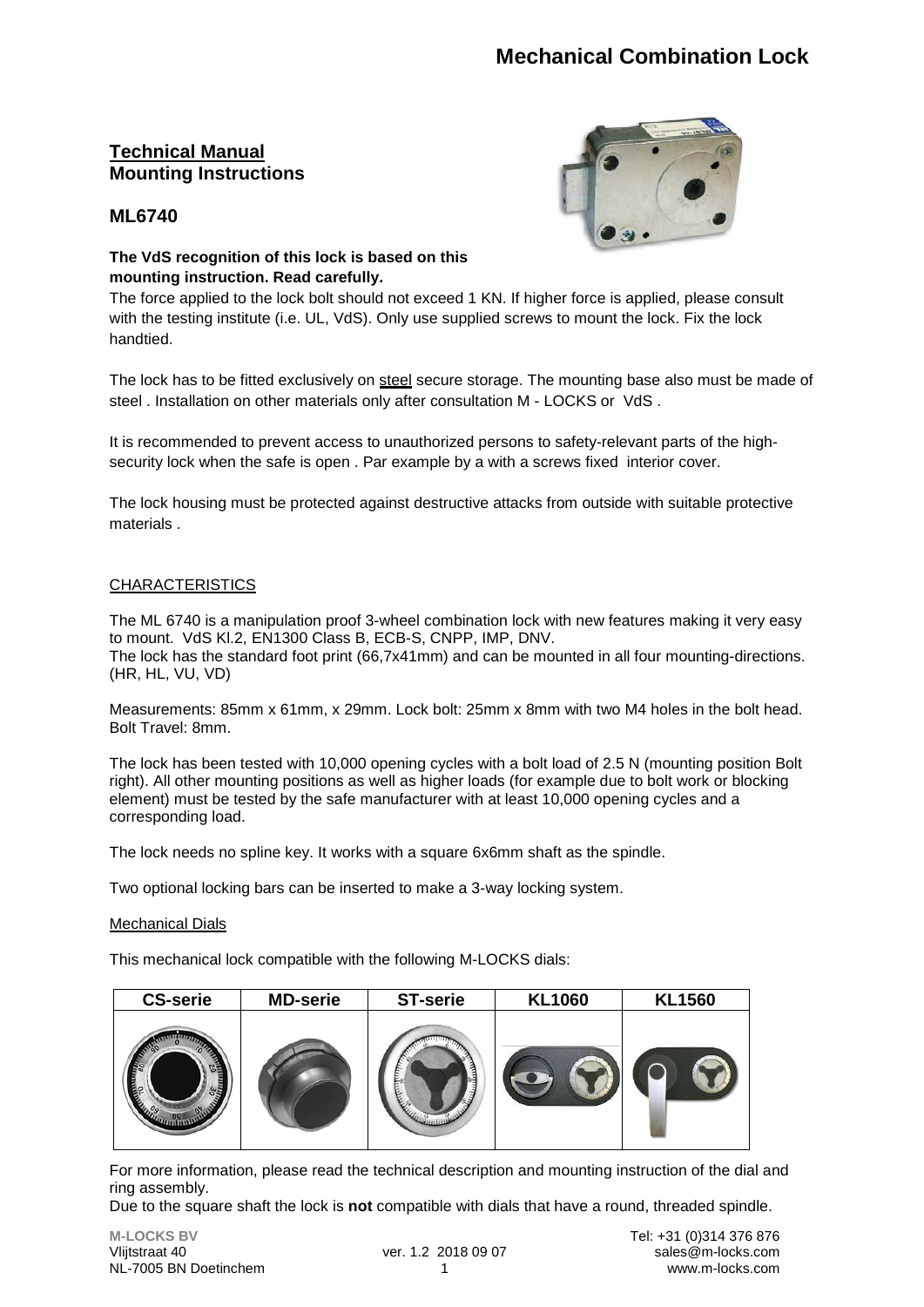# Mechanical Combination Lock

**Technical Manual**
**Mounting Instructions**

## ML6740

**The VdS recognition of this lock is based on this mounting instruction. Read carefully.**

The force applied to the lock bolt should not exceed 1 KN. If higher force is applied, please consult with the testing institute (i.e. UL, VdS). Only use supplied screws to mount the lock. Fix the lock handtied.

The lock has to be fitted exclusively on steel secure storage. The mounting base also must be made of steel . Installation on other materials only after consultation M - LOCKS or VdS .

It is recommended to prevent access to unauthorized persons to safety-relevant parts of the high-security lock when the safe is open . Par example by a with a screws fixed interior cover.

The lock housing must be protected against destructive attacks from outside with suitable protective materials .

CHARACTERISTICS

The ML 6740 is a manipulation proof 3-wheel combination lock with new features making it very easy to mount. VdS Kl.2, EN1300 Class B, ECB-S, CNPP, IMP, DNV.
The lock has the standard foot print (66,7x41mm) and can be mounted in all four mounting-directions. (HR, HL, VU, VD)

Measurements: 85mm x 61mm, x 29mm. Lock bolt: 25mm x 8mm with two M4 holes in the bolt head. Bolt Travel: 8mm.

The lock has been tested with 10,000 opening cycles with a bolt load of 2.5 N (mounting position Bolt right). All other mounting positions as well as higher loads (for example due to bolt work or blocking element) must be tested by the safe manufacturer with at least 10,000 opening cycles and a corresponding load.

The lock needs no spline key. It works with a square 6x6mm shaft as the spindle.

Two optional locking bars can be inserted to make a 3-way locking system.

Mechanical Dials

This mechanical lock compatible with the following M-LOCKS dials:

| CS-serie | MD-serie | ST-serie | KL1060 | KL1560 |
|---|---|---|---|---|
| | | | | |

For more information, please read the technical description and mounting instruction of the dial and ring assembly.
Due to the square shaft the lock is **not** compatible with dials that have a round, threaded spindle.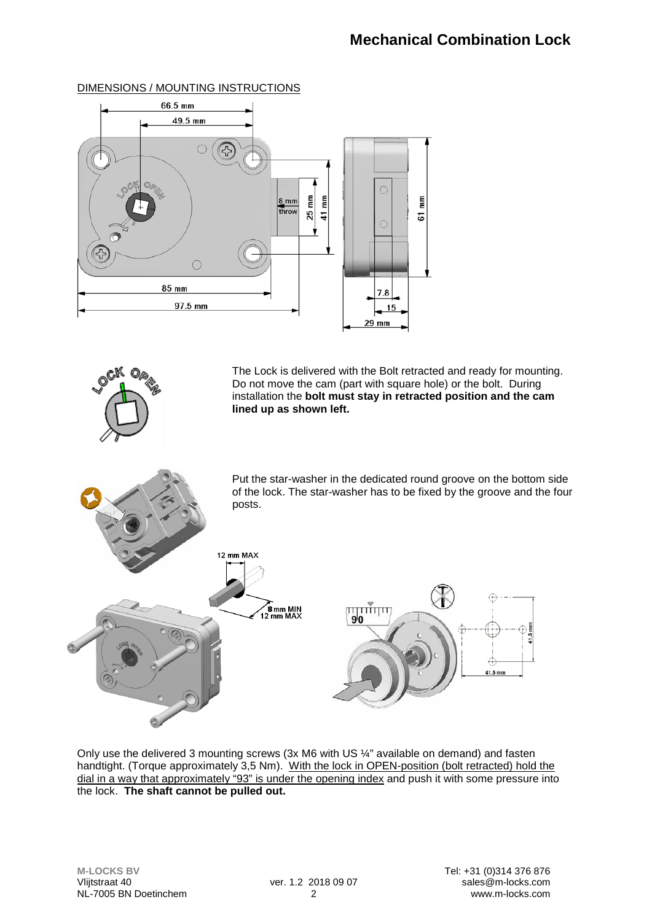# Mechanical Combination Lock

DIMENSIONS / MOUNTING INSTRUCTIONS

The Lock is delivered with the Bolt retracted and ready for mounting. Do not move the cam (part with square hole) or the bolt. During installation the **bolt must stay in retracted position and the cam lined up as shown left.**

Put the star-washer in the dedicated round groove on the bottom side of the lock. The star-washer has to be fixed by the groove and the four posts.

Only use the delivered 3 mounting screws (3x M6 with US ¼" available on demand) and fasten handtight. (Torque approximately 3,5 Nm). With the lock in OPEN-position (bolt retracted) hold the dial in a way that approximately "93" is under the opening index and push it with some pressure into the lock. **The shaft cannot be pulled out.**

M-LOCKS BV
Vlijtstraat 40
NL-7005 BN Doetinchem

ver. 1.2 2018 09 07

Tel: +31 (0)314 376 876
sales@m-locks.com
www.m-locks.com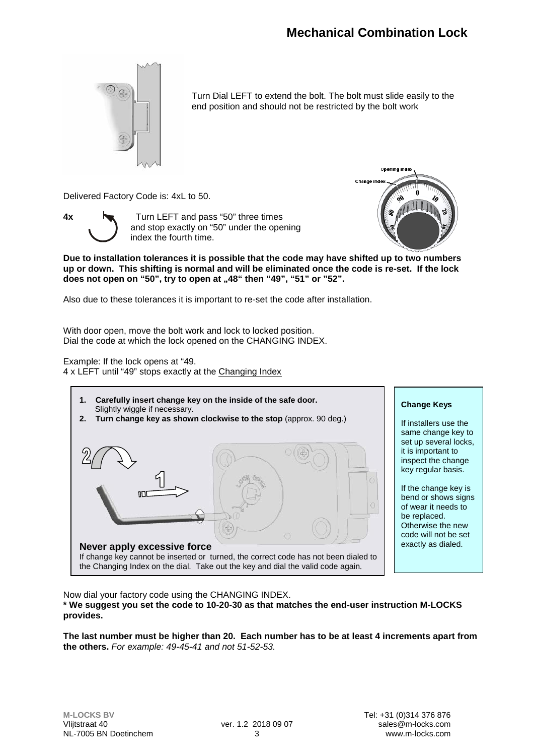# Mechanical Combination Lock

Turn Dial LEFT to extend the bolt. The bolt must slide easily to the end position and should not be restricted by the bolt work

Delivered Factory Code is: 4xL to 50.

**4x** Turn LEFT and pass "50" three times and stop exactly on "50" under the opening index the fourth time.

**Due to installation tolerances it is possible that the code may have shifted up to two numbers up or down. This shifting is normal and will be eliminated once the code is re-set. If the lock does not open on "50", try to open at „48" then "49", "51" or "52".**

Also due to these tolerances it is important to re-set the code after installation.

With door open, move the bolt work and lock to locked position.
Dial the code at which the lock opened on the CHANGING INDEX.

Example: If the lock opens at "49.
4 x LEFT until "49" stops exactly at the Changing Index

1. **Carefully insert change key on the inside of the safe door.** Slightly wiggle if necessary.
2. **Turn change key as shown clockwise to the stop** (approx. 90 deg.)

**Never apply excessive force**

If change key cannot be inserted or turned, the correct code has not been dialed to the Changing Index on the dial. Take out the key and dial the valid code again.

**Change Keys**

If installers use the same change key to set up several locks, it is important to inspect the change key regular basis.

If the change key is bend or shows signs of wear it needs to be replaced. Otherwise the new code will not be set exactly as dialed.

Now dial your factory code using the CHANGING INDEX.

**\* We suggest you set the code to 10-20-30 as that matches the end-user instruction M-LOCKS provides.**

**The last number must be higher than 20. Each number has to be at least 4 increments apart from the others.** *For example: 49-45-41 and not 51-52-53.*

**M-LOCKS BV**
Vlijtstraat 40
NL-7005 BN Doetinchem

ver. 1.2 2018 09 07

Tel: +31 (0)314 376 876
sales@m-locks.com
www.m-locks.com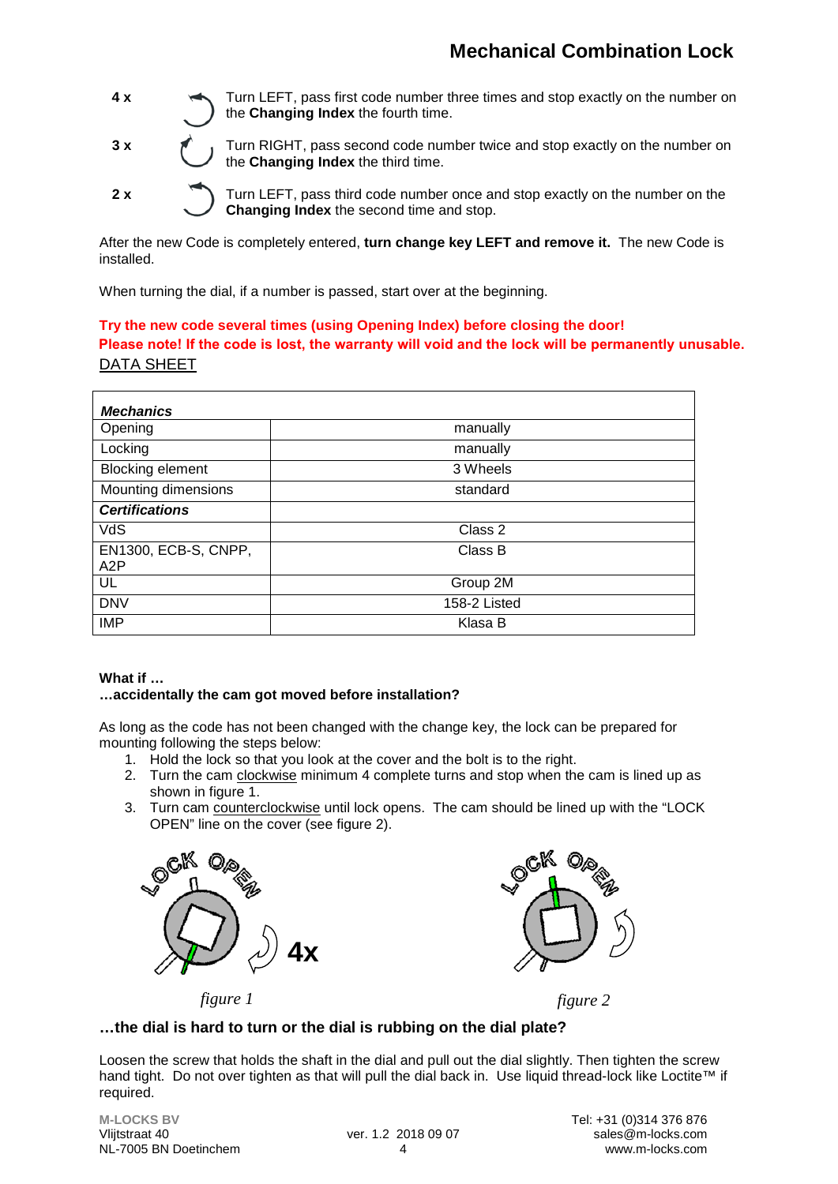# Mechanical Combination Lock

**4 x** Turn LEFT, pass first code number three times and stop exactly on the number on the **Changing Index** the fourth time.

**3 x** Turn RIGHT, pass second code number twice and stop exactly on the number on the **Changing Index** the third time.

**2 x** Turn LEFT, pass third code number once and stop exactly on the number on the **Changing Index** the second time and stop.

After the new Code is completely entered, **turn change key LEFT and remove it.** The new Code is installed.

When turning the dial, if a number is passed, start over at the beginning.

**Try the new code several times (using Opening Index) before closing the door!**
**Please note! If the code is lost, the warranty will void and the lock will be permanently unusable.**

DATA SHEET

| ***Mechanics*** | |
|---|---|
| Opening | manually |
| Locking | manually |
| Blocking element | 3 Wheels |
| Mounting dimensions | standard |
| ***Certifications*** | |
| VdS | Class 2 |
| EN1300, ECB-S, CNPP, A2P | Class B |
| UL | Group 2M |
| DNV | 158-2 Listed |
| IMP | Klasa B |

**What if …**
**…accidentally the cam got moved before installation?**

As long as the code has not been changed with the change key, the lock can be prepared for mounting following the steps below:

1. Hold the lock so that you look at the cover and the bolt is to the right.
2. Turn the cam clockwise minimum 4 complete turns and stop when the cam is lined up as shown in figure 1.
3. Turn cam counterclockwise until lock opens. The cam should be lined up with the "LOCK OPEN" line on the cover (see figure 2).

*figure 1*

*figure 2*

**…the dial is hard to turn or the dial is rubbing on the dial plate?**

Loosen the screw that holds the shaft in the dial and pull out the dial slightly. Then tighten the screw hand tight. Do not over tighten as that will pull the dial back in. Use liquid thread-lock like Loctite™ if required.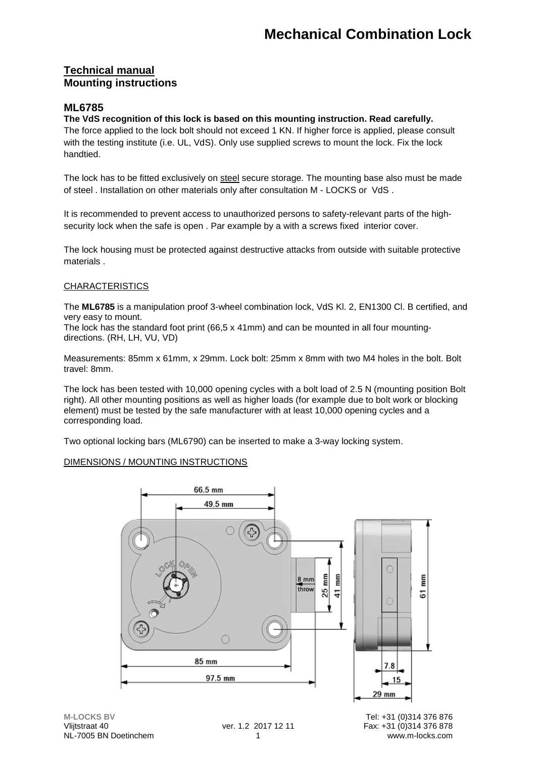# Mechanical Combination Lock

**Technical manual**
**Mounting instructions**

## ML6785

**The VdS recognition of this lock is based on this mounting instruction. Read carefully.**
The force applied to the lock bolt should not exceed 1 KN. If higher force is applied, please consult with the testing institute (i.e. UL, VdS). Only use supplied screws to mount the lock. Fix the lock handtied.

The lock has to be fitted exclusively on steel secure storage. The mounting base also must be made of steel . Installation on other materials only after consultation M - LOCKS or VdS .

It is recommended to prevent access to unauthorized persons to safety-relevant parts of the high-security lock when the safe is open . Par example by a with a screws fixed interior cover.

The lock housing must be protected against destructive attacks from outside with suitable protective materials .

CHARACTERISTICS

The **ML6785** is a manipulation proof 3-wheel combination lock, VdS Kl. 2, EN1300 Cl. B certified, and very easy to mount.
The lock has the standard foot print (66,5 x 41mm) and can be mounted in all four mounting-directions. (RH, LH, VU, VD)

Measurements: 85mm x 61mm, x 29mm. Lock bolt: 25mm x 8mm with two M4 holes in the bolt. Bolt travel: 8mm.

The lock has been tested with 10,000 opening cycles with a bolt load of 2.5 N (mounting position Bolt right). All other mounting positions as well as higher loads (for example due to bolt work or blocking element) must be tested by the safe manufacturer with at least 10,000 opening cycles and a corresponding load.

Two optional locking bars (ML6790) can be inserted to make a 3-way locking system.

DIMENSIONS / MOUNTING INSTRUCTIONS

66.5 mm
49.5 mm
LOCK OPEN
8 mm throw
25 mm
41 mm
61 mm
85 mm
97.5 mm
7.8
15
29 mm

M-LOCKS BV
Vlijtstraat 40
NL-7005 BN Doetinchem

ver. 1.2 2017 12 11

Tel: +31 (0)314 376 876
Fax: +31 (0)314 376 878
www.m-locks.com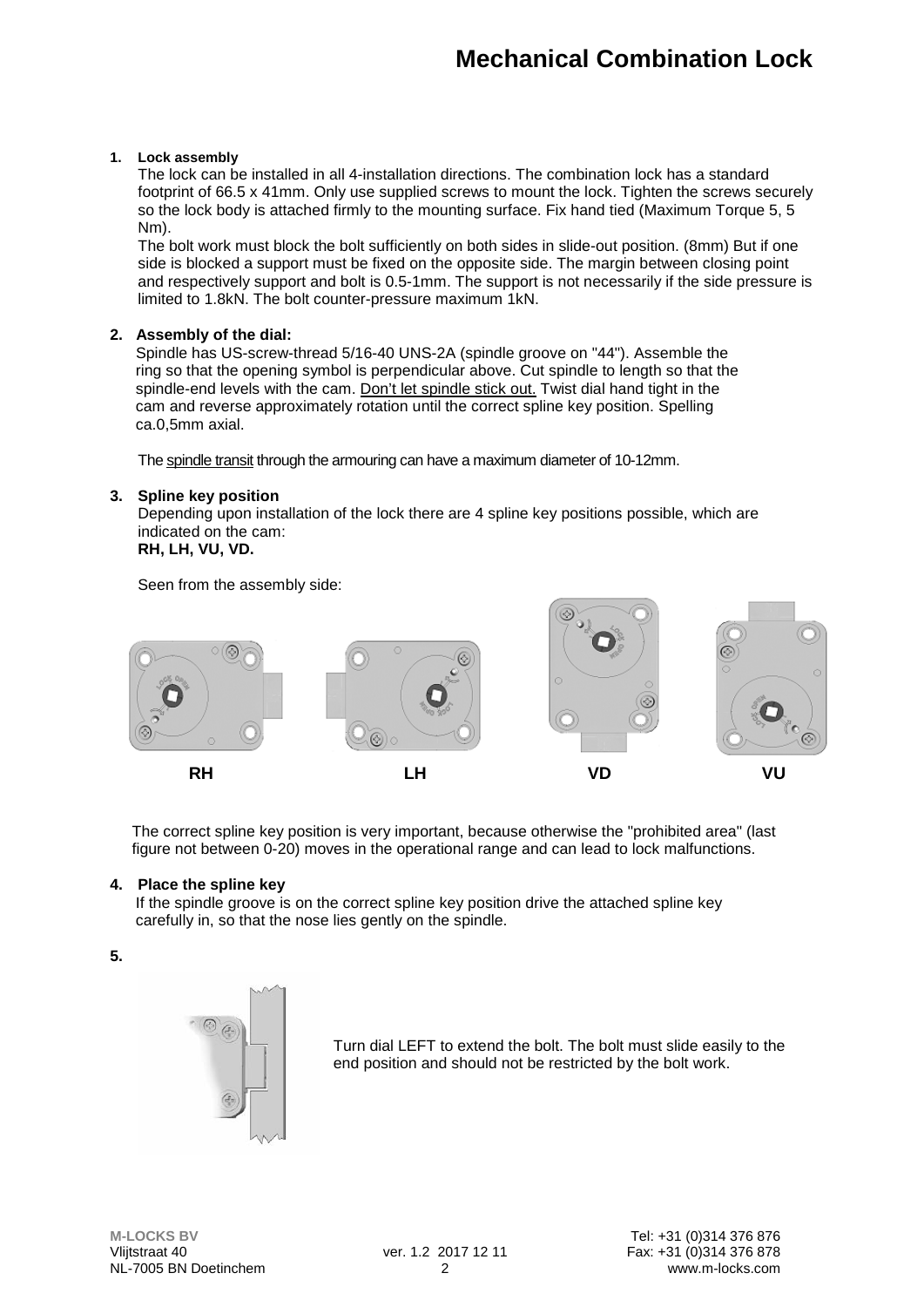# Mechanical Combination Lock

1. **Lock assembly**

   The lock can be installed in all 4-installation directions. The combination lock has a standard footprint of 66.5 x 41mm. Only use supplied screws to mount the lock. Tighten the screws securely so the lock body is attached firmly to the mounting surface. Fix hand tied (Maximum Torque 5, 5 Nm).

   The bolt work must block the bolt sufficiently on both sides in slide-out position. (8mm) But if one side is blocked a support must be fixed on the opposite side. The margin between closing point and respectively support and bolt is 0.5-1mm. The support is not necessarily if the side pressure is limited to 1.8kN. The bolt counter-pressure maximum 1kN.

2. **Assembly of the dial:**

   Spindle has US-screw-thread 5/16-40 UNS-2A (spindle groove on "44"). Assemble the ring so that the opening symbol is perpendicular above. Cut spindle to length so that the spindle-end levels with the cam. Don't let spindle stick out. Twist dial hand tight in the cam and reverse approximately rotation until the correct spline key position. Spelling ca.0,5mm axial.

   The spindle transit through the armouring can have a maximum diameter of 10-12mm.

3. **Spline key position**

   Depending upon installation of the lock there are 4 spline key positions possible, which are indicated on the cam:
   **RH, LH, VU, VD.**

   Seen from the assembly side:

   **RH** **LH** **VD** **VU**

   The correct spline key position is very important, because otherwise the "prohibited area" (last figure not between 0-20) moves in the operational range and can lead to lock malfunctions.

4. **Place the spline key**

   If the spindle groove is on the correct spline key position drive the attached spline key carefully in, so that the nose lies gently on the spindle.

5. Turn dial LEFT to extend the bolt. The bolt must slide easily to the end position and should not be restricted by the bolt work.

**M-LOCKS BV**
Vlijtstraat 40
NL-7005 BN Doetinchem

ver. 1.2 2017 12 11

Tel: +31 (0)314 376 876
Fax: +31 (0)314 376 878
www.m-locks.com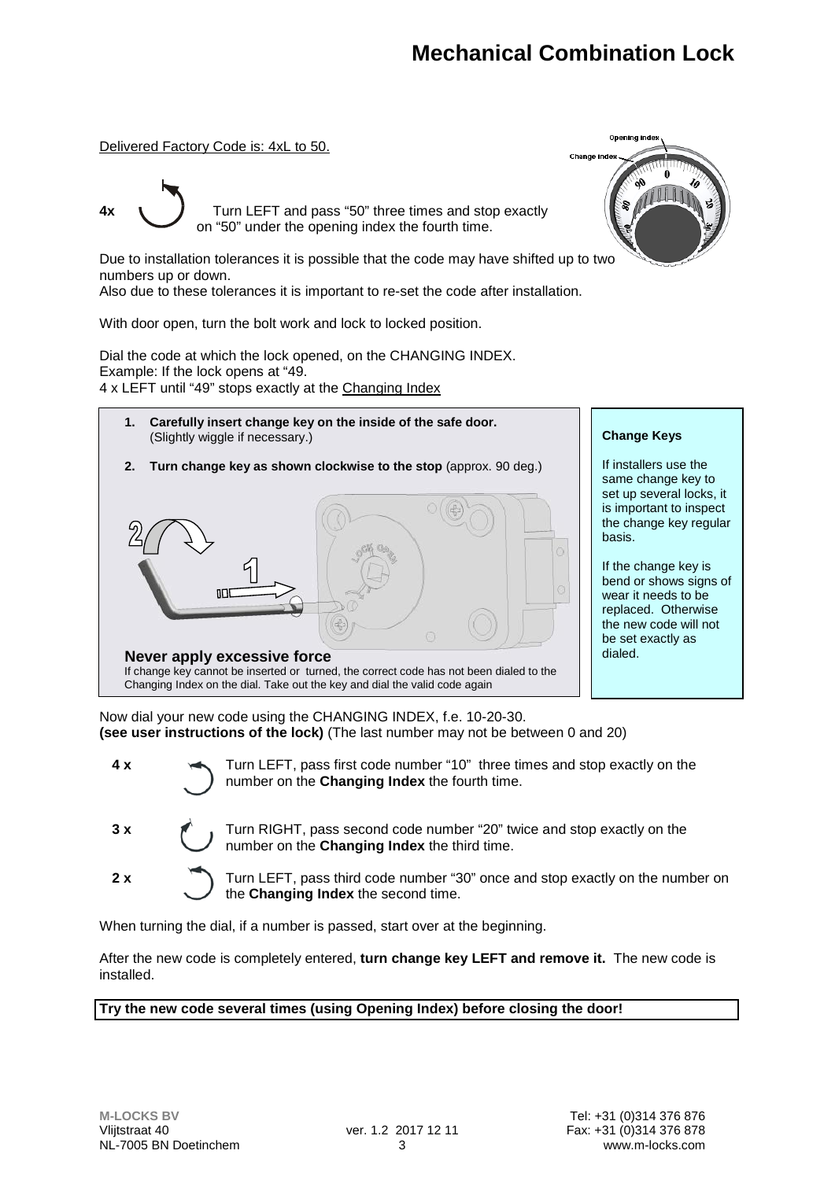# Mechanical Combination Lock

Delivered Factory Code is: 4xL to 50.

**4x** Turn LEFT and pass "50" three times and stop exactly on "50" under the opening index the fourth time.

Due to installation tolerances it is possible that the code may have shifted up to two numbers up or down.
Also due to these tolerances it is important to re-set the code after installation.

With door open, turn the bolt work and lock to locked position.

Dial the code at which the lock opened, on the CHANGING INDEX.
Example: If the lock opens at "49.
4 x LEFT until "49" stops exactly at the Changing Index

1. **Carefully insert change key on the inside of the safe door.** (Slightly wiggle if necessary.)
2. **Turn change key as shown clockwise to the stop** (approx. 90 deg.)

**Never apply excessive force**
If change key cannot be inserted or turned, the correct code has not been dialed to the Changing Index on the dial. Take out the key and dial the valid code again

**Change Keys**

If installers use the same change key to set up several locks, it is important to inspect the change key regular basis.

If the change key is bend or shows signs of wear it needs to be replaced. Otherwise the new code will not be set exactly as dialed.

Now dial your new code using the CHANGING INDEX, f.e. 10-20-30.
**(see user instructions of the lock)** (The last number may not be between 0 and 20)

**4 x** Turn LEFT, pass first code number "10" three times and stop exactly on the number on the **Changing Index** the fourth time.

**3 x** Turn RIGHT, pass second code number "20" twice and stop exactly on the number on the **Changing Index** the third time.

**2 x** Turn LEFT, pass third code number "30" once and stop exactly on the number on the **Changing Index** the second time.

When turning the dial, if a number is passed, start over at the beginning.

After the new code is completely entered, **turn change key LEFT and remove it.** The new code is installed.

**Try the new code several times (using Opening Index) before closing the door!**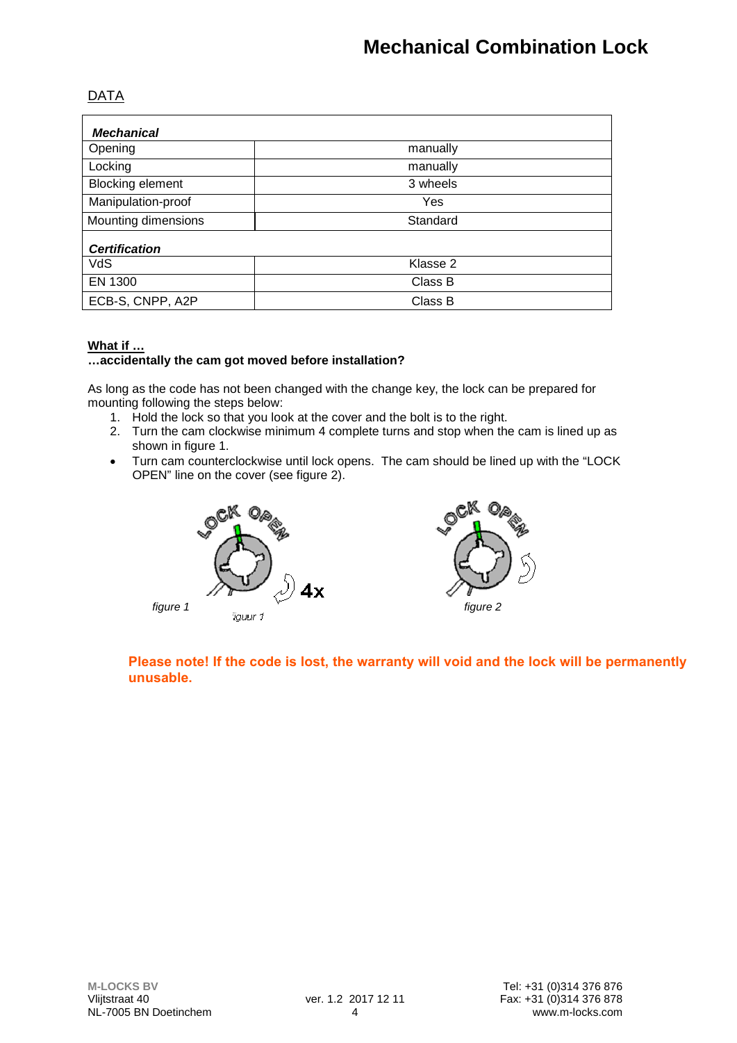# Mechanical Combination Lock

## DATA

| | |
|---|---|
| ***Mechanical*** | |
| Opening | manually |
| Locking | manually |
| Blocking element | 3 wheels |
| Manipulation-proof | Yes |
| Mounting dimensions | Standard |
| ***Certification*** | |
| VdS | Klasse 2 |
| EN 1300 | Class B |
| ECB-S, CNPP, A2P | Class B |

**What if …**

**…accidentally the cam got moved before installation?**

As long as the code has not been changed with the change key, the lock can be prepared for mounting following the steps below:

1. Hold the lock so that you look at the cover and the bolt is to the right.
2. Turn the cam clockwise minimum 4 complete turns and stop when the cam is lined up as shown in figure 1.

- Turn cam counterclockwise until lock opens. The cam should be lined up with the "LOCK OPEN" line on the cover (see figure 2).

LOCK OPEN

4x

*figure 1*

figuur 1

LOCK OPEN

*figure 2*

**Please note! If the code is lost, the warranty will void and the lock will be permanently unusable.**